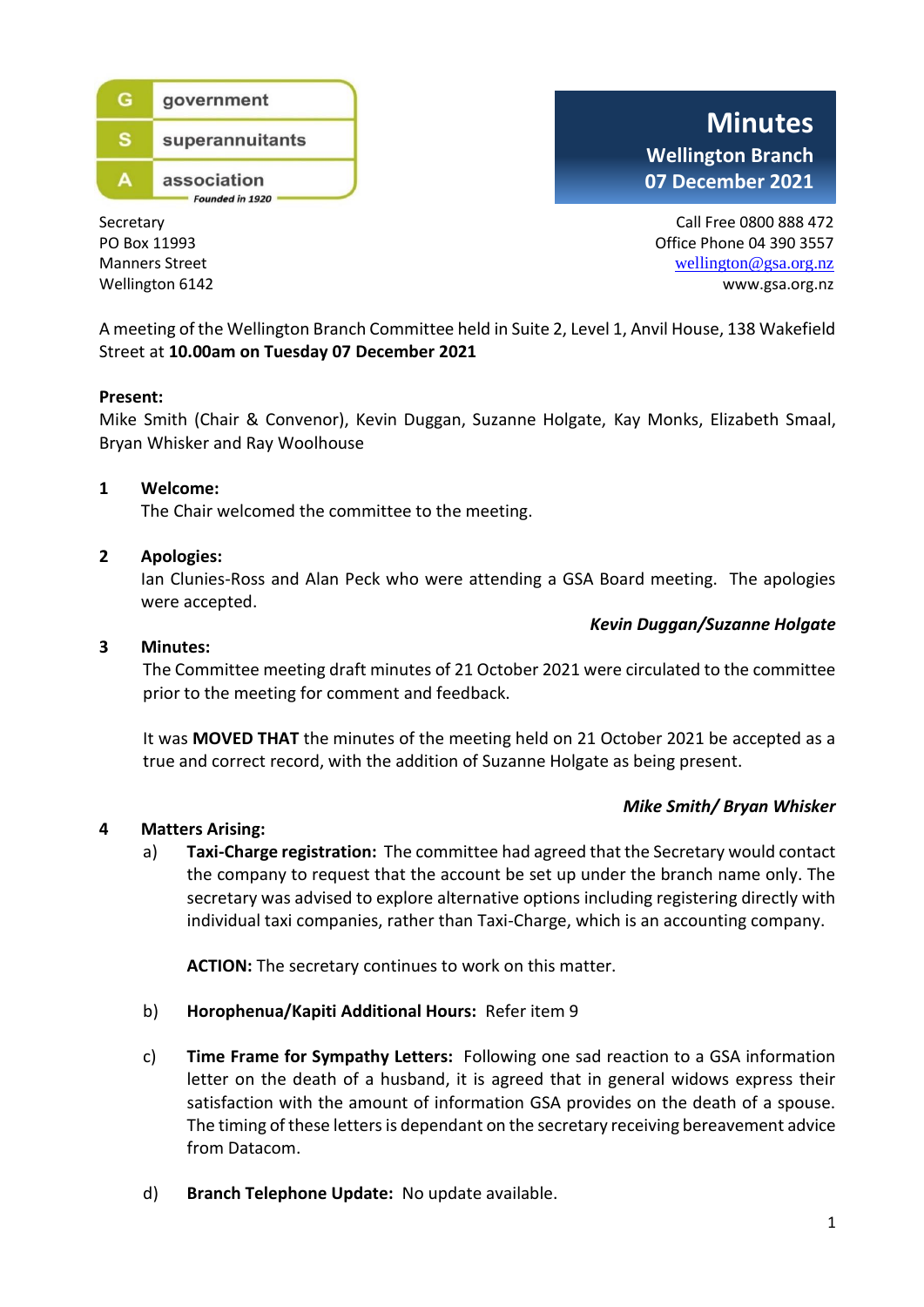government
superannuitants
association
*Founded in 1920*

# Minutes

**Wellington Branch**
**07 December 2021**

Secretary
PO Box 11993
Manners Street
Wellington 6142

Call Free 0800 888 472
Office Phone 04 390 3557
wellington@gsa.org.nz
www.gsa.org.nz

A meeting of the Wellington Branch Committee held in Suite 2, Level 1, Anvil House, 138 Wakefield Street at **10.00am on Tuesday 07 December 2021**

**Present:**
Mike Smith (Chair & Convenor), Kevin Duggan, Suzanne Holgate, Kay Monks, Elizabeth Smaal, Bryan Whisker and Ray Woolhouse

**1 Welcome:**
The Chair welcomed the committee to the meeting.

**2 Apologies:**
Ian Clunies-Ross and Alan Peck who were attending a GSA Board meeting. The apologies were accepted.

*Kevin Duggan/Suzanne Holgate*

**3 Minutes:**
The Committee meeting draft minutes of 21 October 2021 were circulated to the committee prior to the meeting for comment and feedback.

It was **MOVED THAT** the minutes of the meeting held on 21 October 2021 be accepted as a true and correct record, with the addition of Suzanne Holgate as being present.

*Mike Smith/ Bryan Whisker*

**4 Matters Arising:**

a) **Taxi-Charge registration:** The committee had agreed that the Secretary would contact the company to request that the account be set up under the branch name only. The secretary was advised to explore alternative options including registering directly with individual taxi companies, rather than Taxi-Charge, which is an accounting company.

**ACTION:** The secretary continues to work on this matter.

b) **Horophenua/Kapiti Additional Hours:** Refer item 9

c) **Time Frame for Sympathy Letters:** Following one sad reaction to a GSA information letter on the death of a husband, it is agreed that in general widows express their satisfaction with the amount of information GSA provides on the death of a spouse. The timing of these letters is dependant on the secretary receiving bereavement advice from Datacom.

d) **Branch Telephone Update:** No update available.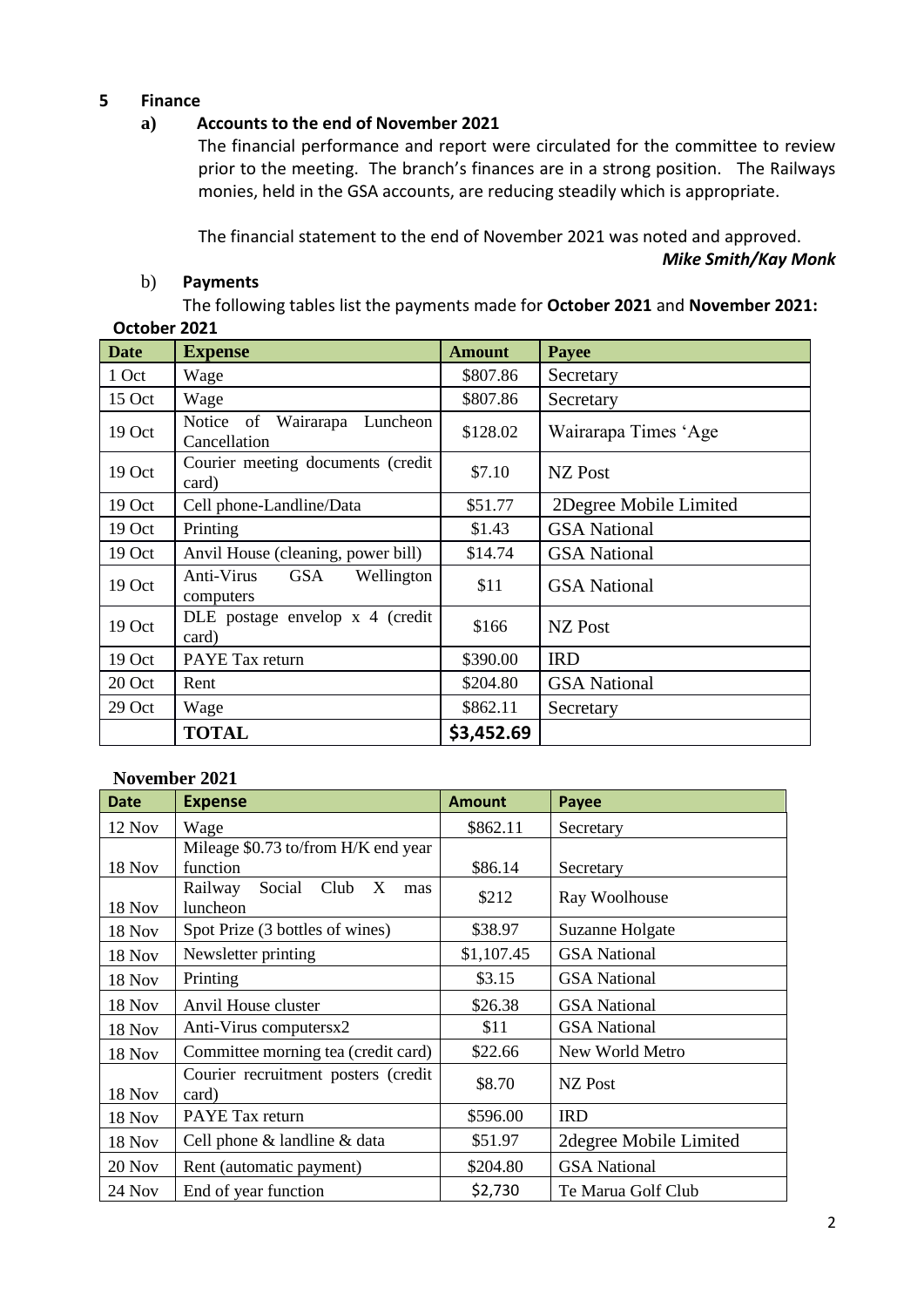## 5 Finance

### a) Accounts to the end of November 2021

The financial performance and report were circulated for the committee to review prior to the meeting. The branch's finances are in a strong position. The Railways monies, held in the GSA accounts, are reducing steadily which is appropriate.

The financial statement to the end of November 2021 was noted and approved.

***Mike Smith/Kay Monk***

### b) Payments

The following tables list the payments made for **October 2021** and **November 2021:**

**October 2021**

| Date | Expense | Amount | Payee |
|---|---|---|---|
| 1 Oct | Wage | $807.86 | Secretary |
| 15 Oct | Wage | $807.86 | Secretary |
| 19 Oct | Notice of Wairarapa Luncheon Cancellation | $128.02 | Wairarapa Times 'Age |
| 19 Oct | Courier meeting documents (credit card) | $7.10 | NZ Post |
| 19 Oct | Cell phone-Landline/Data | $51.77 | 2Degree Mobile Limited |
| 19 Oct | Printing | $1.43 | GSA National |
| 19 Oct | Anvil House (cleaning, power bill) | $14.74 | GSA National |
| 19 Oct | Anti-Virus GSA Wellington computers | $11 | GSA National |
| 19 Oct | DLE postage envelop x 4 (credit card) | $166 | NZ Post |
| 19 Oct | PAYE Tax return | $390.00 | IRD |
| 20 Oct | Rent | $204.80 | GSA National |
| 29 Oct | Wage | $862.11 | Secretary |
| | **TOTAL** | **$3,452.69** | |

**November 2021**

| Date | Expense | Amount | Payee |
|---|---|---|---|
| 12 Nov | Wage | $862.11 | Secretary |
| 18 Nov | Mileage $0.73 to/from H/K end year function | $86.14 | Secretary |
| 18 Nov | Railway Social Club X mas luncheon | $212 | Ray Woolhouse |
| 18 Nov | Spot Prize (3 bottles of wines) | $38.97 | Suzanne Holgate |
| 18 Nov | Newsletter printing | $1,107.45 | GSA National |
| 18 Nov | Printing | $3.15 | GSA National |
| 18 Nov | Anvil House cluster | $26.38 | GSA National |
| 18 Nov | Anti-Virus computersx2 | $11 | GSA National |
| 18 Nov | Committee morning tea (credit card) | $22.66 | New World Metro |
| 18 Nov | Courier recruitment posters (credit card) | $8.70 | NZ Post |
| 18 Nov | PAYE Tax return | $596.00 | IRD |
| 18 Nov | Cell phone & landline & data | $51.97 | 2degree Mobile Limited |
| 20 Nov | Rent (automatic payment) | $204.80 | GSA National |
| 24 Nov | End of year function | $2,730 | Te Marua Golf Club |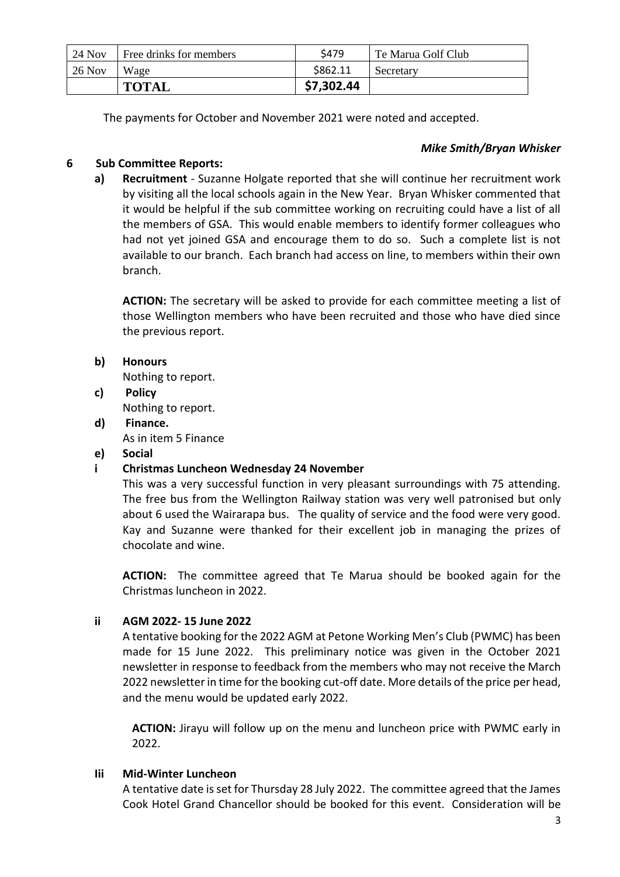| 24 Nov | Free drinks for members | $479 | Te Marua Golf Club |
|---|---|---|---|
| 26 Nov | Wage | $862.11 | Secretary |
| | **TOTAL** | **$7,302.44** | |

The payments for October and November 2021 were noted and accepted.

***Mike Smith/Bryan Whisker***

**6 Sub Committee Reports:**

**a) Recruitment** - Suzanne Holgate reported that she will continue her recruitment work by visiting all the local schools again in the New Year. Bryan Whisker commented that it would be helpful if the sub committee working on recruiting could have a list of all the members of GSA. This would enable members to identify former colleagues who had not yet joined GSA and encourage them to do so. Such a complete list is not available to our branch. Each branch had access on line, to members within their own branch.

**ACTION:** The secretary will be asked to provide for each committee meeting a list of those Wellington members who have been recruited and those who have died since the previous report.

**b) Honours**

Nothing to report.

**c) Policy**

Nothing to report.

**d) Finance.**

As in item 5 Finance

**e) Social**

**i Christmas Luncheon Wednesday 24 November**

This was a very successful function in very pleasant surroundings with 75 attending. The free bus from the Wellington Railway station was very well patronised but only about 6 used the Wairarapa bus. The quality of service and the food were very good. Kay and Suzanne were thanked for their excellent job in managing the prizes of chocolate and wine.

**ACTION:** The committee agreed that Te Marua should be booked again for the Christmas luncheon in 2022.

**ii AGM 2022- 15 June 2022**

A tentative booking for the 2022 AGM at Petone Working Men's Club (PWMC) has been made for 15 June 2022. This preliminary notice was given in the October 2021 newsletter in response to feedback from the members who may not receive the March 2022 newsletter in time for the booking cut-off date. More details of the price per head, and the menu would be updated early 2022.

**ACTION:** Jirayu will follow up on the menu and luncheon price with PWMC early in 2022.

**Iii Mid-Winter Luncheon**

A tentative date is set for Thursday 28 July 2022. The committee agreed that the James Cook Hotel Grand Chancellor should be booked for this event. Consideration will be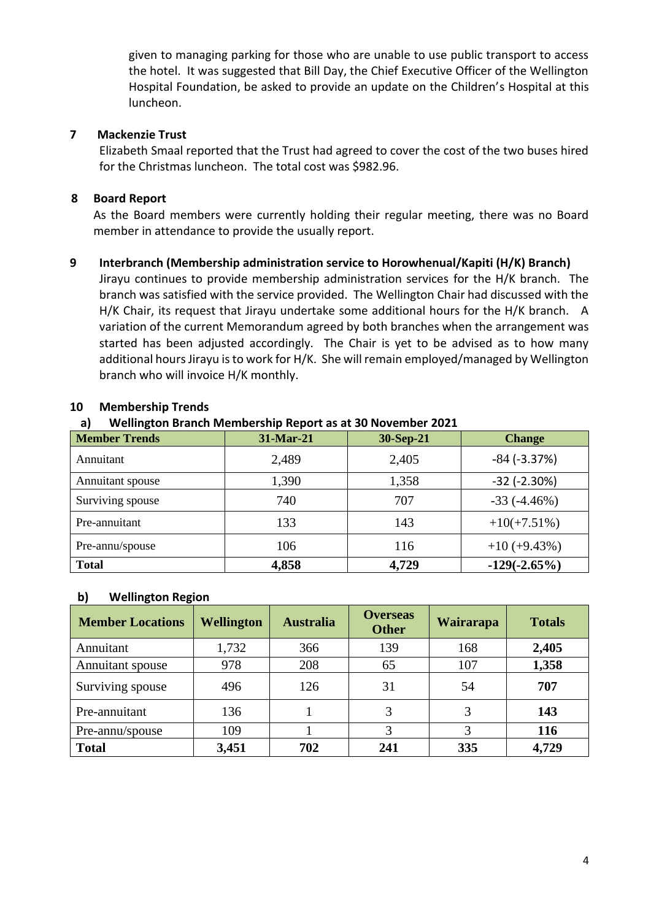given to managing parking for those who are unable to use public transport to access the hotel. It was suggested that Bill Day, the Chief Executive Officer of the Wellington Hospital Foundation, be asked to provide an update on the Children's Hospital at this luncheon.

**7 Mackenzie Trust**

Elizabeth Smaal reported that the Trust had agreed to cover the cost of the two buses hired for the Christmas luncheon. The total cost was $982.96.

**8 Board Report**

As the Board members were currently holding their regular meeting, there was no Board member in attendance to provide the usually report.

**9 Interbranch (Membership administration service to Horowhenual/Kapiti (H/K) Branch)**

Jirayu continues to provide membership administration services for the H/K branch. The branch was satisfied with the service provided. The Wellington Chair had discussed with the H/K Chair, its request that Jirayu undertake some additional hours for the H/K branch. A variation of the current Memorandum agreed by both branches when the arrangement was started has been adjusted accordingly. The Chair is yet to be advised as to how many additional hours Jirayu is to work for H/K. She will remain employed/managed by Wellington branch who will invoice H/K monthly.

**10 Membership Trends**

**a) Wellington Branch Membership Report as at 30 November 2021**

| Member Trends | 31-Mar-21 | 30-Sep-21 | Change |
|---|---|---|---|
| Annuitant | 2,489 | 2,405 | -84 (-3.37%) |
| Annuitant spouse | 1,390 | 1,358 | -32 (-2.30%) |
| Surviving spouse | 740 | 707 | -33 (-4.46%) |
| Pre-annuitant | 133 | 143 | +10(+7.51%) |
| Pre-annu/spouse | 106 | 116 | +10 (+9.43%) |
| **Total** | **4,858** | **4,729** | **-129(-2.65%)** |

**b) Wellington Region**

| Member Locations | Wellington | Australia | Overseas Other | Wairarapa | Totals |
|---|---|---|---|---|---|
| Annuitant | 1,732 | 366 | 139 | 168 | **2,405** |
| Annuitant spouse | 978 | 208 | 65 | 107 | **1,358** |
| Surviving spouse | 496 | 126 | 31 | 54 | **707** |
| Pre-annuitant | 136 | 1 | 3 | 3 | **143** |
| Pre-annu/spouse | 109 | 1 | 3 | 3 | **116** |
| **Total** | **3,451** | **702** | **241** | **335** | **4,729** |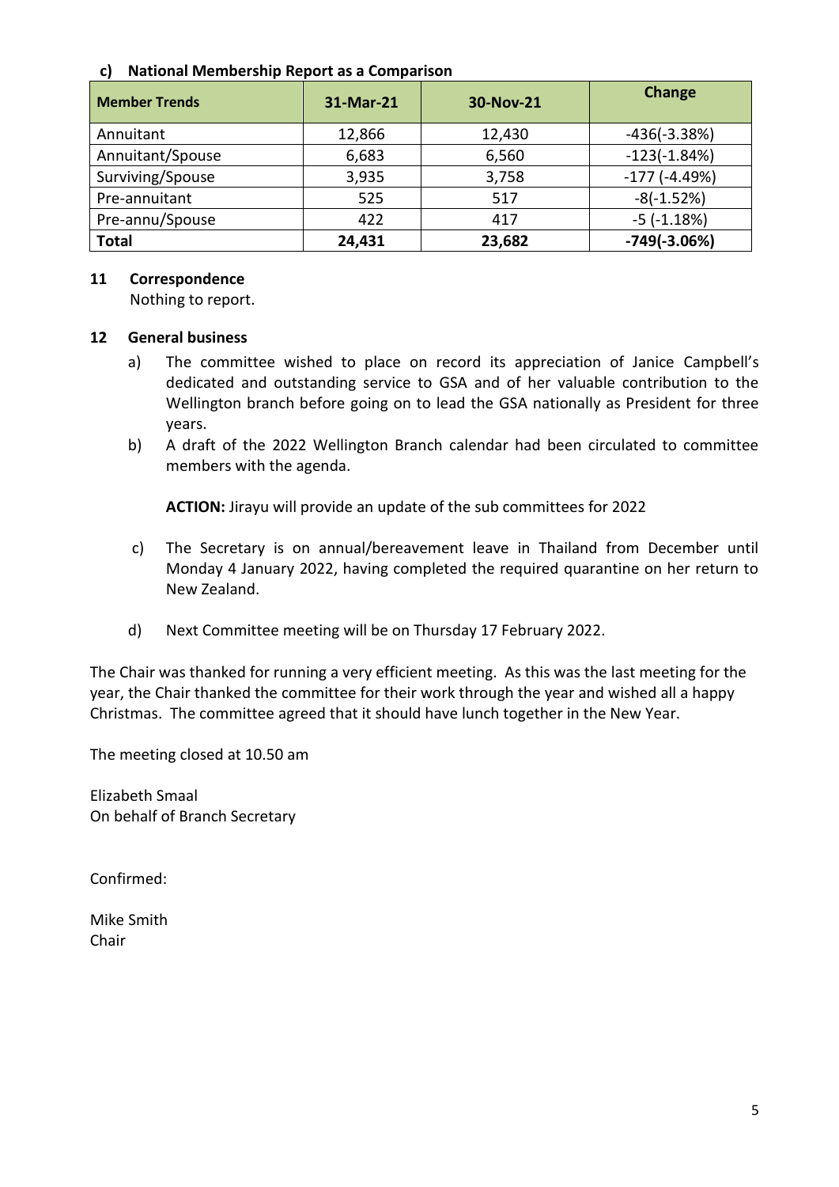### c) National Membership Report as a Comparison

| Member Trends | 31-Mar-21 | 30-Nov-21 | Change |
|---|---|---|---|
| Annuitant | 12,866 | 12,430 | -436(-3.38%) |
| Annuitant/Spouse | 6,683 | 6,560 | -123(-1.84%) |
| Surviving/Spouse | 3,935 | 3,758 | -177 (-4.49%) |
| Pre-annuitant | 525 | 517 | -8(-1.52%) |
| Pre-annu/Spouse | 422 | 417 | -5 (-1.18%) |
| **Total** | **24,431** | **23,682** | **-749(-3.06%)** |

## 11 Correspondence

Nothing to report.

## 12 General business

a) The committee wished to place on record its appreciation of Janice Campbell's dedicated and outstanding service to GSA and of her valuable contribution to the Wellington branch before going on to lead the GSA nationally as President for three years.

b) A draft of the 2022 Wellington Branch calendar had been circulated to committee members with the agenda.

**ACTION:** Jirayu will provide an update of the sub committees for 2022

c) The Secretary is on annual/bereavement leave in Thailand from December until Monday 4 January 2022, having completed the required quarantine on her return to New Zealand.

d) Next Committee meeting will be on Thursday 17 February 2022.

The Chair was thanked for running a very efficient meeting. As this was the last meeting for the year, the Chair thanked the committee for their work through the year and wished all a happy Christmas. The committee agreed that it should have lunch together in the New Year.

The meeting closed at 10.50 am

Elizabeth Smaal
On behalf of Branch Secretary

Confirmed:

Mike Smith
Chair